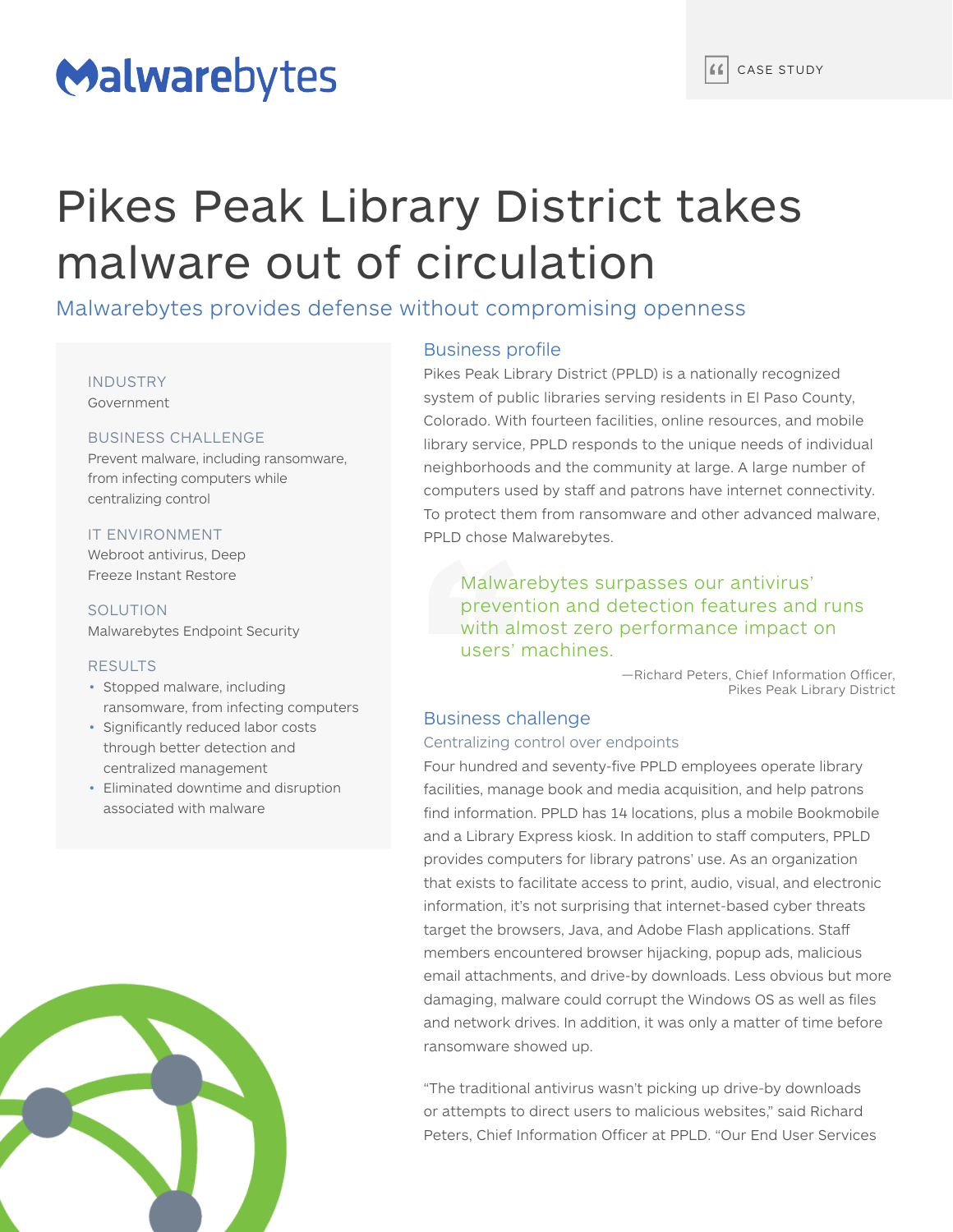Malwarebytes

CASE STUDY

# Pikes Peak Library District takes malware out of circulation

## Malwarebytes provides defense without compromising openness

INDUSTRY
Government

BUSINESS CHALLENGE
Prevent malware, including ransomware, from infecting computers while centralizing control

IT ENVIRONMENT
Webroot antivirus, Deep Freeze Instant Restore

SOLUTION
Malwarebytes Endpoint Security

RESULTS
- Stopped malware, including ransomware, from infecting computers
- Significantly reduced labor costs through better detection and centralized management
- Eliminated downtime and disruption associated with malware

### Business profile

Pikes Peak Library District (PPLD) is a nationally recognized system of public libraries serving residents in El Paso County, Colorado. With fourteen facilities, online resources, and mobile library service, PPLD responds to the unique needs of individual neighborhoods and the community at large. A large number of computers used by staff and patrons have internet connectivity. To protect them from ransomware and other advanced malware, PPLD chose Malwarebytes.

> Malwarebytes surpasses our antivirus' prevention and detection features and runs with almost zero performance impact on users' machines.
>
> —Richard Peters, Chief Information Officer, Pikes Peak Library District

### Business challenge

#### Centralizing control over endpoints

Four hundred and seventy-five PPLD employees operate library facilities, manage book and media acquisition, and help patrons find information. PPLD has 14 locations, plus a mobile Bookmobile and a Library Express kiosk. In addition to staff computers, PPLD provides computers for library patrons' use. As an organization that exists to facilitate access to print, audio, visual, and electronic information, it's not surprising that internet-based cyber threats target the browsers, Java, and Adobe Flash applications. Staff members encountered browser hijacking, popup ads, malicious email attachments, and drive-by downloads. Less obvious but more damaging, malware could corrupt the Windows OS as well as files and network drives. In addition, it was only a matter of time before ransomware showed up.

"The traditional antivirus wasn't picking up drive-by downloads or attempts to direct users to malicious websites," said Richard Peters, Chief Information Officer at PPLD. "Our End User Services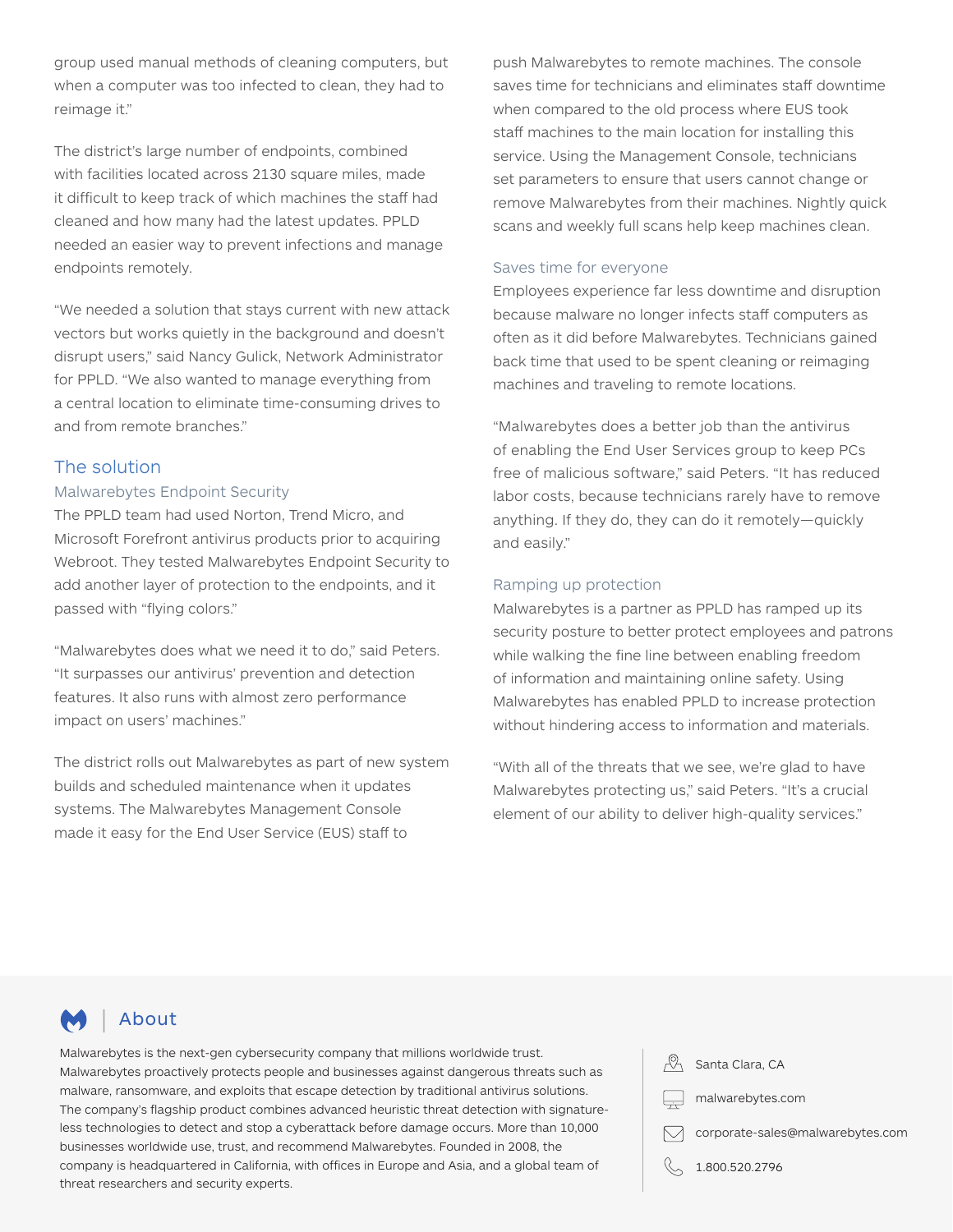group used manual methods of cleaning computers, but when a computer was too infected to clean, they had to reimage it."

The district's large number of endpoints, combined with facilities located across 2130 square miles, made it difficult to keep track of which machines the staff had cleaned and how many had the latest updates. PPLD needed an easier way to prevent infections and manage endpoints remotely.

"We needed a solution that stays current with new attack vectors but works quietly in the background and doesn't disrupt users," said Nancy Gulick, Network Administrator for PPLD. "We also wanted to manage everything from a central location to eliminate time-consuming drives to and from remote branches."

## The solution

### Malwarebytes Endpoint Security

The PPLD team had used Norton, Trend Micro, and Microsoft Forefront antivirus products prior to acquiring Webroot. They tested Malwarebytes Endpoint Security to add another layer of protection to the endpoints, and it passed with "flying colors."

"Malwarebytes does what we need it to do," said Peters. "It surpasses our antivirus' prevention and detection features. It also runs with almost zero performance impact on users' machines."

The district rolls out Malwarebytes as part of new system builds and scheduled maintenance when it updates systems. The Malwarebytes Management Console made it easy for the End User Service (EUS) staff to push Malwarebytes to remote machines. The console saves time for technicians and eliminates staff downtime when compared to the old process where EUS took staff machines to the main location for installing this service. Using the Management Console, technicians set parameters to ensure that users cannot change or remove Malwarebytes from their machines. Nightly quick scans and weekly full scans help keep machines clean.

### Saves time for everyone

Employees experience far less downtime and disruption because malware no longer infects staff computers as often as it did before Malwarebytes. Technicians gained back time that used to be spent cleaning or reimaging machines and traveling to remote locations.

"Malwarebytes does a better job than the antivirus of enabling the End User Services group to keep PCs free of malicious software," said Peters. "It has reduced labor costs, because technicians rarely have to remove anything. If they do, they can do it remotely—quickly and easily."

### Ramping up protection

Malwarebytes is a partner as PPLD has ramped up its security posture to better protect employees and patrons while walking the fine line between enabling freedom of information and maintaining online safety. Using Malwarebytes has enabled PPLD to increase protection without hindering access to information and materials.

"With all of the threats that we see, we're glad to have Malwarebytes protecting us," said Peters. "It's a crucial element of our ability to deliver high-quality services."

## About

Malwarebytes is the next-gen cybersecurity company that millions worldwide trust. Malwarebytes proactively protects people and businesses against dangerous threats such as malware, ransomware, and exploits that escape detection by traditional antivirus solutions. The company's flagship product combines advanced heuristic threat detection with signature-less technologies to detect and stop a cyberattack before damage occurs. More than 10,000 businesses worldwide use, trust, and recommend Malwarebytes. Founded in 2008, the company is headquartered in California, with offices in Europe and Asia, and a global team of threat researchers and security experts.

Santa Clara, CA

malwarebytes.com

corporate-sales@malwarebytes.com

1.800.520.2796